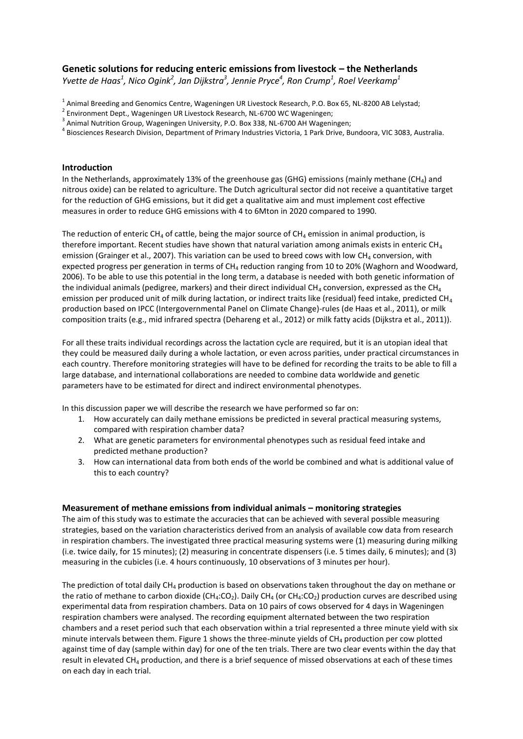## Genetic solutions for reducing enteric emissions from livestock – the Netherlands

*Yvette de Haas[1], Nico Ogink[2], Jan Dijkstra[3], Jennie Pryce[4], Ron Crump[1], Roel Veerkamp[1]*

[1] Animal Breeding and Genomics Centre, Wageningen UR Livestock Research, P.O. Box 65, NL-8200 AB Lelystad;
[2] Environment Dept., Wageningen UR Livestock Research, NL-6700 WC Wageningen;
[3] Animal Nutrition Group, Wageningen University, P.O. Box 338, NL-6700 AH Wageningen;
[4] Biosciences Research Division, Department of Primary Industries Victoria, 1 Park Drive, Bundoora, VIC 3083, Australia.

### Introduction

In the Netherlands, approximately 13% of the greenhouse gas (GHG) emissions (mainly methane ($CH_4$) and nitrous oxide) can be related to agriculture. The Dutch agricultural sector did not receive a quantitative target for the reduction of GHG emissions, but it did get a qualitative aim and must implement cost effective measures in order to reduce GHG emissions with 4 to 6Mton in 2020 compared to 1990.

The reduction of enteric $CH_4$ of cattle, being the major source of $CH_4$ emission in animal production, is therefore important. Recent studies have shown that natural variation among animals exists in enteric $CH_4$ emission (Grainger et al., 2007). This variation can be used to breed cows with low $CH_4$ conversion, with expected progress per generation in terms of $CH_4$ reduction ranging from 10 to 20% (Waghorn and Woodward, 2006). To be able to use this potential in the long term, a database is needed with both genetic information of the individual animals (pedigree, markers) and their direct individual $CH_4$ conversion, expressed as the $CH_4$ emission per produced unit of milk during lactation, or indirect traits like (residual) feed intake, predicted $CH_4$ production based on IPCC (Intergovernmental Panel on Climate Change)-rules (de Haas et al., 2011), or milk composition traits (e.g., mid infrared spectra (Dehareng et al., 2012) or milk fatty acids (Dijkstra et al., 2011)).

For all these traits individual recordings across the lactation cycle are required, but it is an utopian ideal that they could be measured daily during a whole lactation, or even across parities, under practical circumstances in each country. Therefore monitoring strategies will have to be defined for recording the traits to be able to fill a large database, and international collaborations are needed to combine data worldwide and genetic parameters have to be estimated for direct and indirect environmental phenotypes.

In this discussion paper we will describe the research we have performed so far on:

1. How accurately can daily methane emissions be predicted in several practical measuring systems, compared with respiration chamber data?
2. What are genetic parameters for environmental phenotypes such as residual feed intake and predicted methane production?
3. How can international data from both ends of the world be combined and what is additional value of this to each country?

### Measurement of methane emissions from individual animals – monitoring strategies

The aim of this study was to estimate the accuracies that can be achieved with several possible measuring strategies, based on the variation characteristics derived from an analysis of available cow data from research in respiration chambers. The investigated three practical measuring systems were (1) measuring during milking (i.e. twice daily, for 15 minutes); (2) measuring in concentrate dispensers (i.e. 5 times daily, 6 minutes); and (3) measuring in the cubicles (i.e. 4 hours continuously, 10 observations of 3 minutes per hour).

The prediction of total daily $CH_4$ production is based on observations taken throughout the day on methane or the ratio of methane to carbon dioxide ($CH_4$:$CO_2$). Daily $CH_4$ (or $CH_4$:$CO_2$) production curves are described using experimental data from respiration chambers. Data on 10 pairs of cows observed for 4 days in Wageningen respiration chambers were analysed. The recording equipment alternated between the two respiration chambers and a reset period such that each observation within a trial represented a three minute yield with six minute intervals between them. Figure 1 shows the three-minute yields of $CH_4$ production per cow plotted against time of day (sample within day) for one of the ten trials. There are two clear events within the day that result in elevated $CH_4$ production, and there is a brief sequence of missed observations at each of these times on each day in each trial.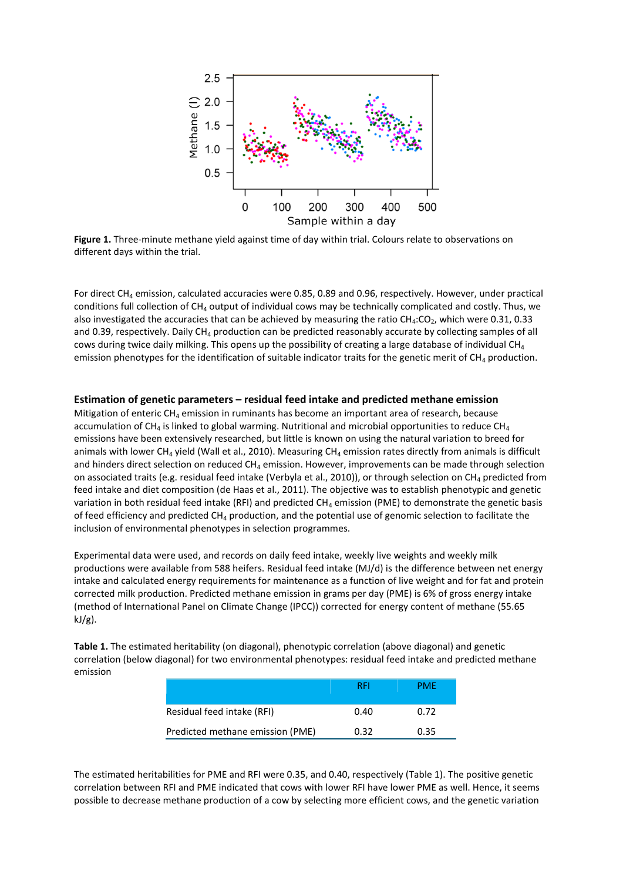**Figure 1.** Three-minute methane yield against time of day within trial. Colours relate to observations on different days within the trial.

For direct $CH_4$ emission, calculated accuracies were 0.85, 0.89 and 0.96, respectively. However, under practical conditions full collection of $CH_4$ output of individual cows may be technically complicated and costly. Thus, we also investigated the accuracies that can be achieved by measuring the ratio $CH_4$:$CO_2$, which were 0.31, 0.33 and 0.39, respectively. Daily $CH_4$ production can be predicted reasonably accurate by collecting samples of all cows during twice daily milking. This opens up the possibility of creating a large database of individual $CH_4$ emission phenotypes for the identification of suitable indicator traits for the genetic merit of $CH_4$ production.

### Estimation of genetic parameters – residual feed intake and predicted methane emission

Mitigation of enteric $CH_4$ emission in ruminants has become an important area of research, because accumulation of $CH_4$ is linked to global warming. Nutritional and microbial opportunities to reduce $CH_4$ emissions have been extensively researched, but little is known on using the natural variation to breed for animals with lower $CH_4$ yield (Wall et al., 2010). Measuring $CH_4$ emission rates directly from animals is difficult and hinders direct selection on reduced $CH_4$ emission. However, improvements can be made through selection on associated traits (e.g. residual feed intake (Verbyla et al., 2010)), or through selection on $CH_4$ predicted from feed intake and diet composition (de Haas et al., 2011). The objective was to establish phenotypic and genetic variation in both residual feed intake (RFI) and predicted $CH_4$ emission (PME) to demonstrate the genetic basis of feed efficiency and predicted $CH_4$ production, and the potential use of genomic selection to facilitate the inclusion of environmental phenotypes in selection programmes.

Experimental data were used, and records on daily feed intake, weekly live weights and weekly milk productions were available from 588 heifers. Residual feed intake (MJ/d) is the difference between net energy intake and calculated energy requirements for maintenance as a function of live weight and for fat and protein corrected milk production. Predicted methane emission in grams per day (PME) is 6% of gross energy intake (method of International Panel on Climate Change (IPCC)) corrected for energy content of methane (55.65 kJ/g).

**Table 1.** The estimated heritability (on diagonal), phenotypic correlation (above diagonal) and genetic correlation (below diagonal) for two environmental phenotypes: residual feed intake and predicted methane emission

| | RFI | PME |
|---|---|---|
| Residual feed intake (RFI) | 0.40 | 0.72 |
| Predicted methane emission (PME) | 0.32 | 0.35 |

The estimated heritabilities for PME and RFI were 0.35, and 0.40, respectively (Table 1). The positive genetic correlation between RFI and PME indicated that cows with lower RFI have lower PME as well. Hence, it seems possible to decrease methane production of a cow by selecting more efficient cows, and the genetic variation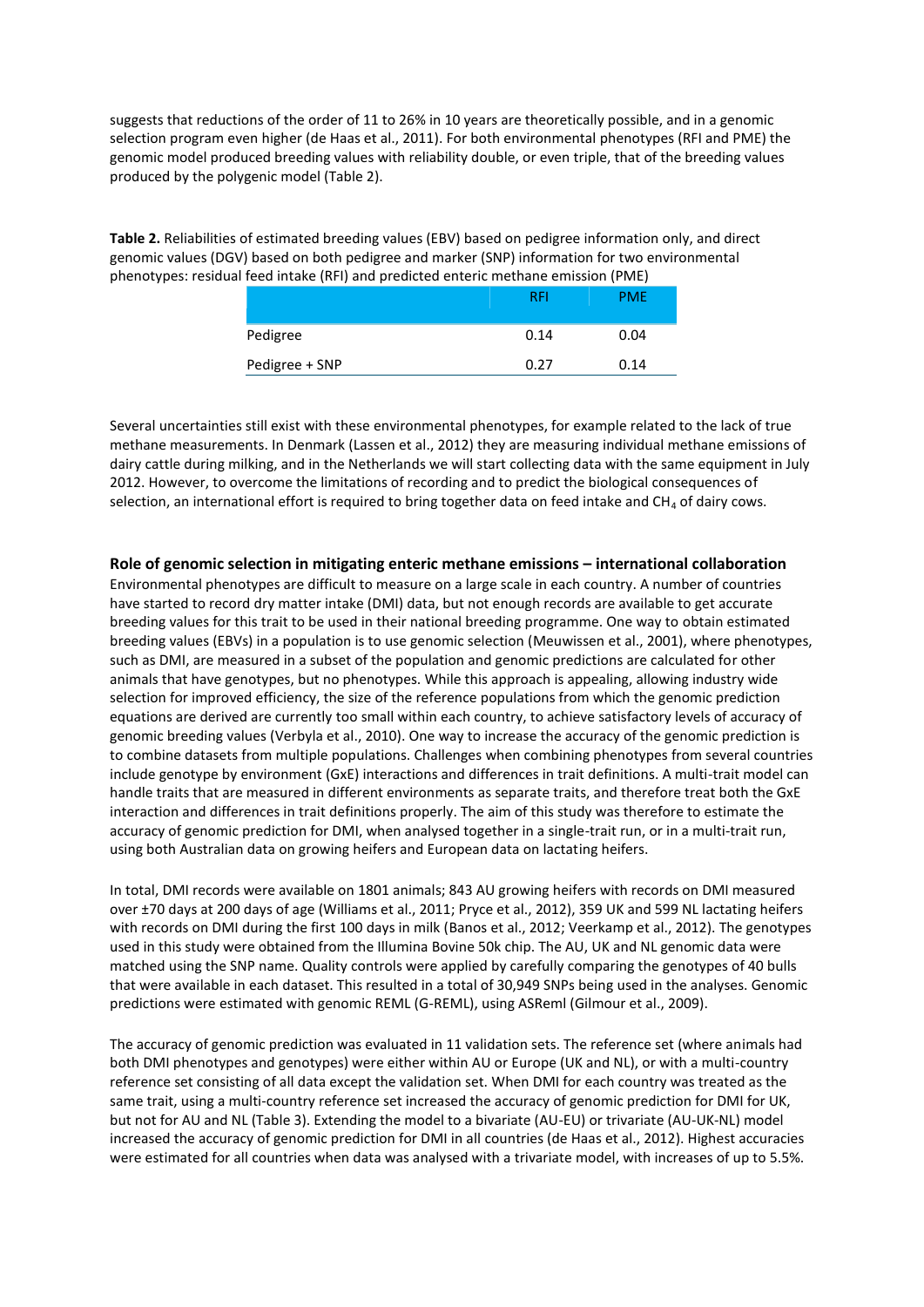suggests that reductions of the order of 11 to 26% in 10 years are theoretically possible, and in a genomic selection program even higher (de Haas et al., 2011). For both environmental phenotypes (RFI and PME) the genomic model produced breeding values with reliability double, or even triple, that of the breeding values produced by the polygenic model (Table 2).

**Table 2.** Reliabilities of estimated breeding values (EBV) based on pedigree information only, and direct genomic values (DGV) based on both pedigree and marker (SNP) information for two environmental phenotypes: residual feed intake (RFI) and predicted enteric methane emission (PME)

| | RFI | PME |
|---|---|---|
| Pedigree | 0.14 | 0.04 |
| Pedigree + SNP | 0.27 | 0.14 |

Several uncertainties still exist with these environmental phenotypes, for example related to the lack of true methane measurements. In Denmark (Lassen et al., 2012) they are measuring individual methane emissions of dairy cattle during milking, and in the Netherlands we will start collecting data with the same equipment in July 2012. However, to overcome the limitations of recording and to predict the biological consequences of selection, an international effort is required to bring together data on feed intake and $CH_4$ of dairy cows.

**Role of genomic selection in mitigating enteric methane emissions – international collaboration**

Environmental phenotypes are difficult to measure on a large scale in each country. A number of countries have started to record dry matter intake (DMI) data, but not enough records are available to get accurate breeding values for this trait to be used in their national breeding programme. One way to obtain estimated breeding values (EBVs) in a population is to use genomic selection (Meuwissen et al., 2001), where phenotypes, such as DMI, are measured in a subset of the population and genomic predictions are calculated for other animals that have genotypes, but no phenotypes. While this approach is appealing, allowing industry wide selection for improved efficiency, the size of the reference populations from which the genomic prediction equations are derived are currently too small within each country, to achieve satisfactory levels of accuracy of genomic breeding values (Verbyla et al., 2010). One way to increase the accuracy of the genomic prediction is to combine datasets from multiple populations. Challenges when combining phenotypes from several countries include genotype by environment (GxE) interactions and differences in trait definitions. A multi-trait model can handle traits that are measured in different environments as separate traits, and therefore treat both the GxE interaction and differences in trait definitions properly. The aim of this study was therefore to estimate the accuracy of genomic prediction for DMI, when analysed together in a single-trait run, or in a multi-trait run, using both Australian data on growing heifers and European data on lactating heifers.

In total, DMI records were available on 1801 animals; 843 AU growing heifers with records on DMI measured over ±70 days at 200 days of age (Williams et al., 2011; Pryce et al., 2012), 359 UK and 599 NL lactating heifers with records on DMI during the first 100 days in milk (Banos et al., 2012; Veerkamp et al., 2012). The genotypes used in this study were obtained from the Illumina Bovine 50k chip. The AU, UK and NL genomic data were matched using the SNP name. Quality controls were applied by carefully comparing the genotypes of 40 bulls that were available in each dataset. This resulted in a total of 30,949 SNPs being used in the analyses. Genomic predictions were estimated with genomic REML (G-REML), using ASReml (Gilmour et al., 2009).

The accuracy of genomic prediction was evaluated in 11 validation sets. The reference set (where animals had both DMI phenotypes and genotypes) were either within AU or Europe (UK and NL), or with a multi-country reference set consisting of all data except the validation set. When DMI for each country was treated as the same trait, using a multi-country reference set increased the accuracy of genomic prediction for DMI for UK, but not for AU and NL (Table 3). Extending the model to a bivariate (AU-EU) or trivariate (AU-UK-NL) model increased the accuracy of genomic prediction for DMI in all countries (de Haas et al., 2012). Highest accuracies were estimated for all countries when data was analysed with a trivariate model, with increases of up to 5.5%.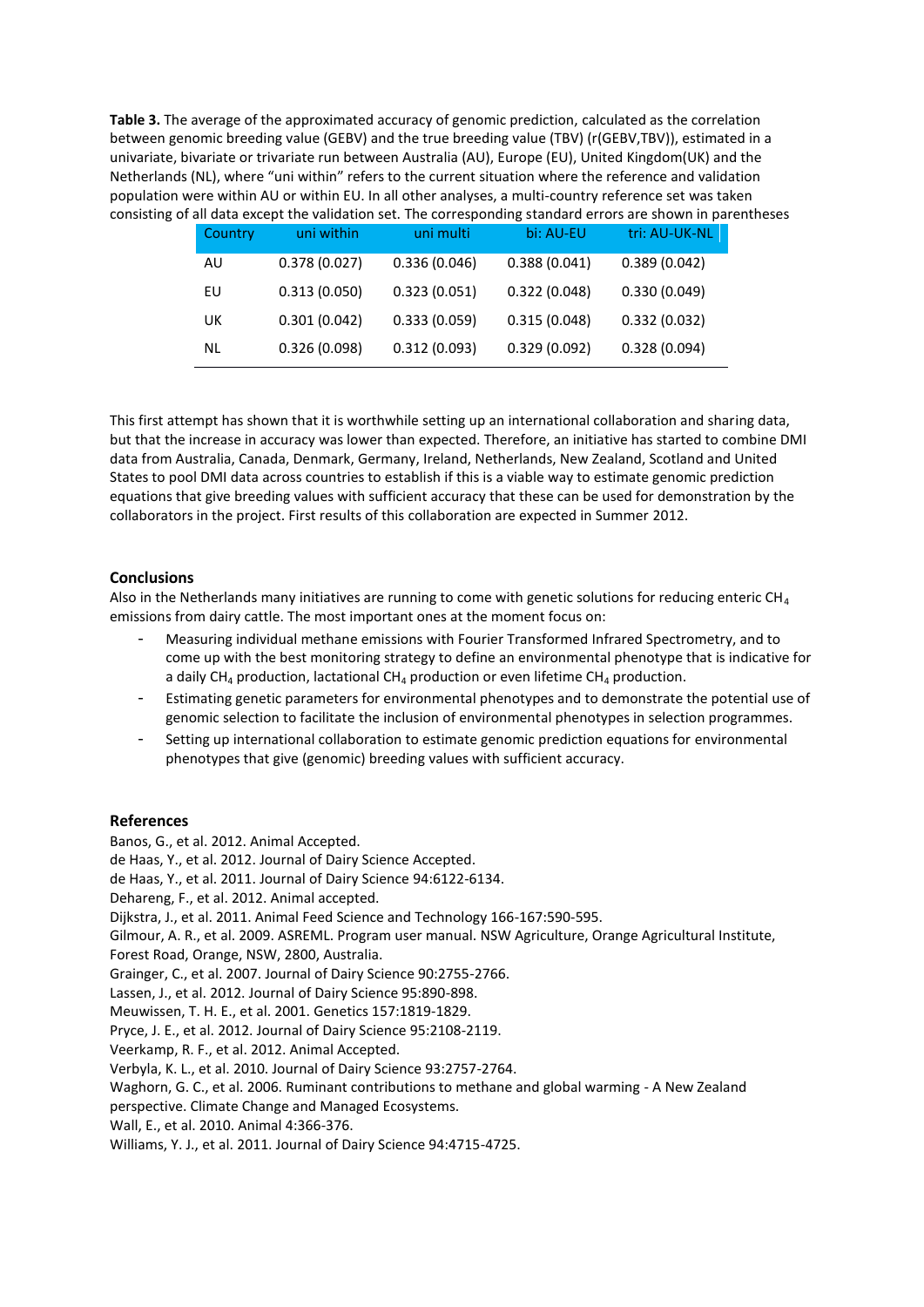**Table 3.** The average of the approximated accuracy of genomic prediction, calculated as the correlation between genomic breeding value (GEBV) and the true breeding value (TBV) (r(GEBV,TBV)), estimated in a univariate, bivariate or trivariate run between Australia (AU), Europe (EU), United Kingdom(UK) and the Netherlands (NL), where "uni within" refers to the current situation where the reference and validation population were within AU or within EU. In all other analyses, a multi-country reference set was taken consisting of all data except the validation set. The corresponding standard errors are shown in parentheses

| Country | uni within | uni multi | bi: AU-EU | tri: AU-UK-NL |
|---|---|---|---|---|
| AU | 0.378 (0.027) | 0.336 (0.046) | 0.388 (0.041) | 0.389 (0.042) |
| EU | 0.313 (0.050) | 0.323 (0.051) | 0.322 (0.048) | 0.330 (0.049) |
| UK | 0.301 (0.042) | 0.333 (0.059) | 0.315 (0.048) | 0.332 (0.032) |
| NL | 0.326 (0.098) | 0.312 (0.093) | 0.329 (0.092) | 0.328 (0.094) |

This first attempt has shown that it is worthwhile setting up an international collaboration and sharing data, but that the increase in accuracy was lower than expected. Therefore, an initiative has started to combine DMI data from Australia, Canada, Denmark, Germany, Ireland, Netherlands, New Zealand, Scotland and United States to pool DMI data across countries to establish if this is a viable way to estimate genomic prediction equations that give breeding values with sufficient accuracy that these can be used for demonstration by the collaborators in the project. First results of this collaboration are expected in Summer 2012.

## Conclusions

Also in the Netherlands many initiatives are running to come with genetic solutions for reducing enteric $CH_4$ emissions from dairy cattle. The most important ones at the moment focus on:

- Measuring individual methane emissions with Fourier Transformed Infrared Spectrometry, and to come up with the best monitoring strategy to define an environmental phenotype that is indicative for a daily $CH_4$ production, lactational $CH_4$ production or even lifetime $CH_4$ production.
- Estimating genetic parameters for environmental phenotypes and to demonstrate the potential use of genomic selection to facilitate the inclusion of environmental phenotypes in selection programmes.
- Setting up international collaboration to estimate genomic prediction equations for environmental phenotypes that give (genomic) breeding values with sufficient accuracy.

## References

Banos, G., et al. 2012. Animal Accepted.
de Haas, Y., et al. 2012. Journal of Dairy Science Accepted.
de Haas, Y., et al. 2011. Journal of Dairy Science 94:6122-6134.
Dehareng, F., et al. 2012. Animal accepted.
Dijkstra, J., et al. 2011. Animal Feed Science and Technology 166-167:590-595.
Gilmour, A. R., et al. 2009. ASREML. Program user manual. NSW Agriculture, Orange Agricultural Institute, Forest Road, Orange, NSW, 2800, Australia.
Grainger, C., et al. 2007. Journal of Dairy Science 90:2755-2766.
Lassen, J., et al. 2012. Journal of Dairy Science 95:890-898.
Meuwissen, T. H. E., et al. 2001. Genetics 157:1819-1829.
Pryce, J. E., et al. 2012. Journal of Dairy Science 95:2108-2119.
Veerkamp, R. F., et al. 2012. Animal Accepted.
Verbyla, K. L., et al. 2010. Journal of Dairy Science 93:2757-2764.
Waghorn, G. C., et al. 2006. Ruminant contributions to methane and global warming - A New Zealand perspective. Climate Change and Managed Ecosystems.
Wall, E., et al. 2010. Animal 4:366-376.
Williams, Y. J., et al. 2011. Journal of Dairy Science 94:4715-4725.